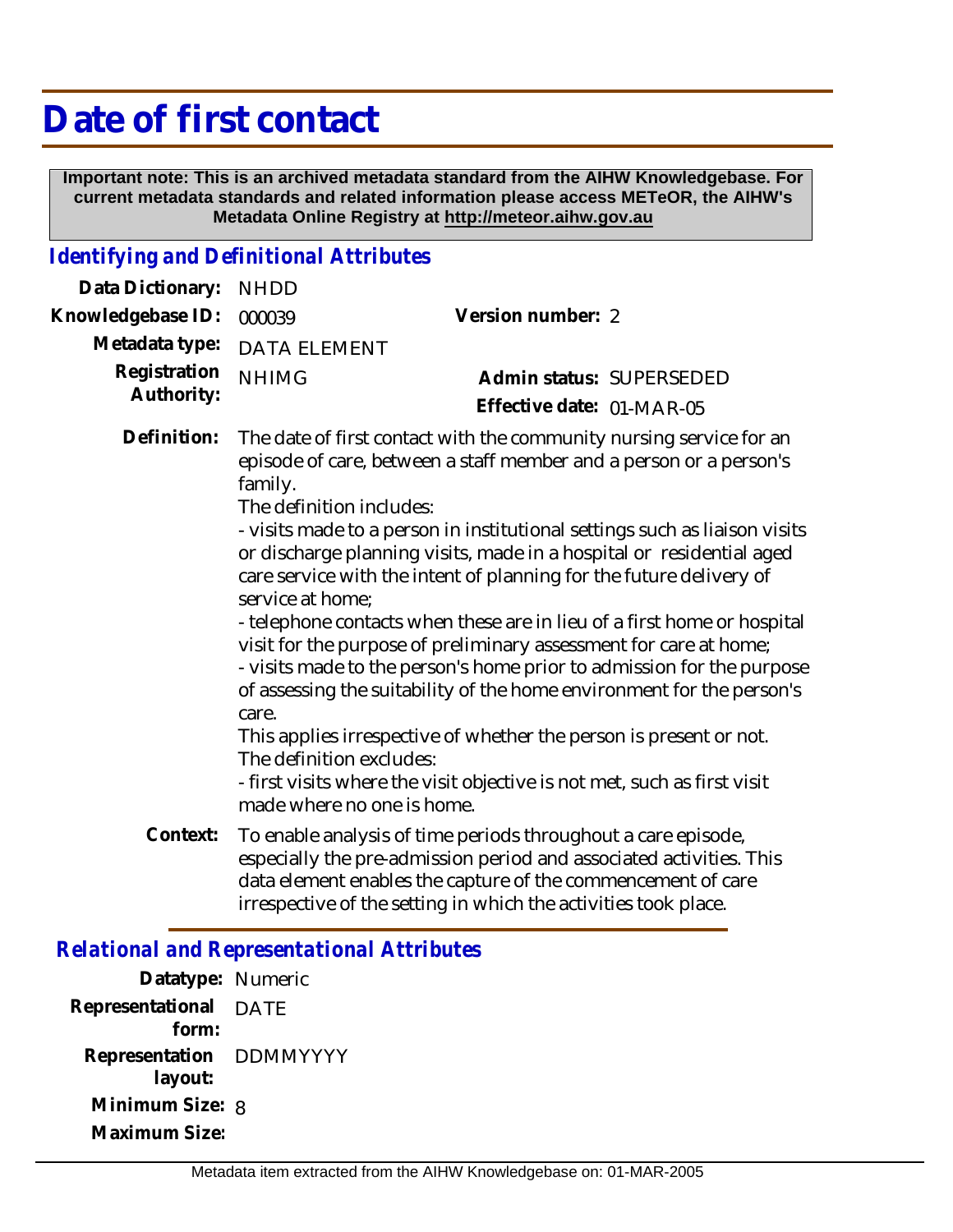# Date of first contact

**Important note: This is an archived metadata standard from the AIHW Knowledgebase. For current metadata standards and related information please access METeOR, the AIHW's Metadata Online Registry at http://meteor.aihw.gov.au**

## *Identifying and Definitional Attributes*

**Data Dictionary:** NHDD

**Knowledgebase ID:** 000039

**Version number:** 2

**Metadata type:** DATA ELEMENT

**Registration Authority:** NHIMG

**Admin status:** SUPERSEDED

**Effective date:** 01-MAR-05

**Definition:** The date of first contact with the community nursing service for an episode of care, between a staff member and a person or a person's family.
The definition includes:
- visits made to a person in institutional settings such as liaison visits or discharge planning visits, made in a hospital or residential aged care service with the intent of planning for the future delivery of service at home;
- telephone contacts when these are in lieu of a first home or hospital visit for the purpose of preliminary assessment for care at home;
- visits made to the person's home prior to admission for the purpose of assessing the suitability of the home environment for the person's care.
This applies irrespective of whether the person is present or not.
The definition excludes:
- first visits where the visit objective is not met, such as first visit made where no one is home.

**Context:** To enable analysis of time periods throughout a care episode, especially the pre-admission period and associated activities. This data element enables the capture of the commencement of care irrespective of the setting in which the activities took place.

## *Relational and Representational Attributes*

**Datatype:** Numeric

**Representational form:** DATE

**Representation layout:** DDMMYYYY

**Minimum Size:** 8

**Maximum Size:**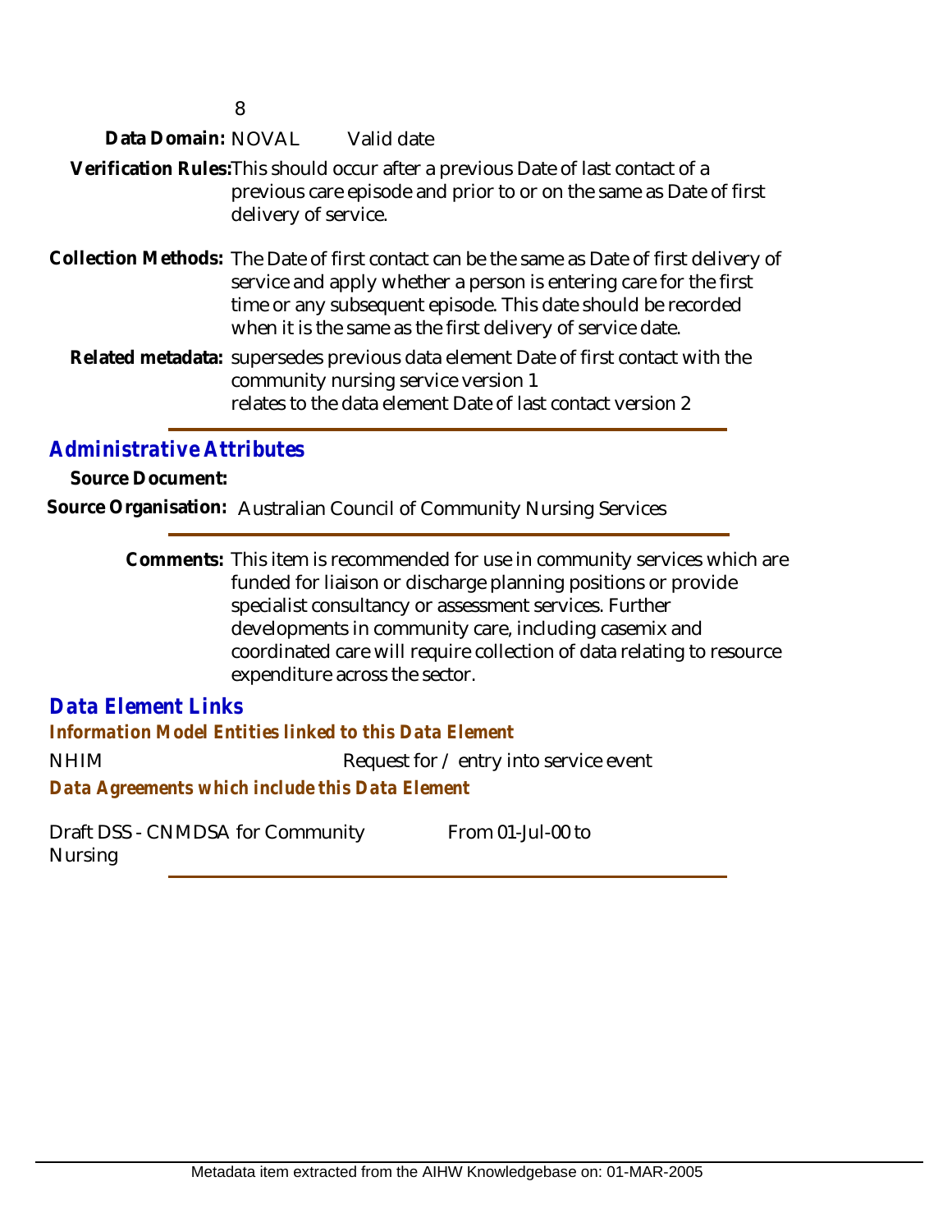8

**Data Domain:** NOVAL Valid date

**Verification Rules:** This should occur after a previous Date of last contact of a previous care episode and prior to or on the same as Date of first delivery of service.

**Collection Methods:** The Date of first contact can be the same as Date of first delivery of service and apply whether a person is entering care for the first time or any subsequent episode. This date should be recorded when it is the same as the first delivery of service date.

**Related metadata:** supersedes previous data element Date of first contact with the community nursing service version 1
relates to the data element Date of last contact version 2

## Administrative Attributes

**Source Document:**

**Source Organisation:** Australian Council of Community Nursing Services

**Comments:** This item is recommended for use in community services which are funded for liaison or discharge planning positions or provide specialist consultancy or assessment services. Further developments in community care, including casemix and coordinated care will require collection of data relating to resource expenditure across the sector.

## Data Element Links

### Information Model Entities linked to this Data Element

NHIM Request for / entry into service event

### Data Agreements which include this Data Element

Draft DSS - CNMDSA for Community Nursing From 01-Jul-00 to

Metadata item extracted from the AIHW Knowledgebase on: 01-MAR-2005